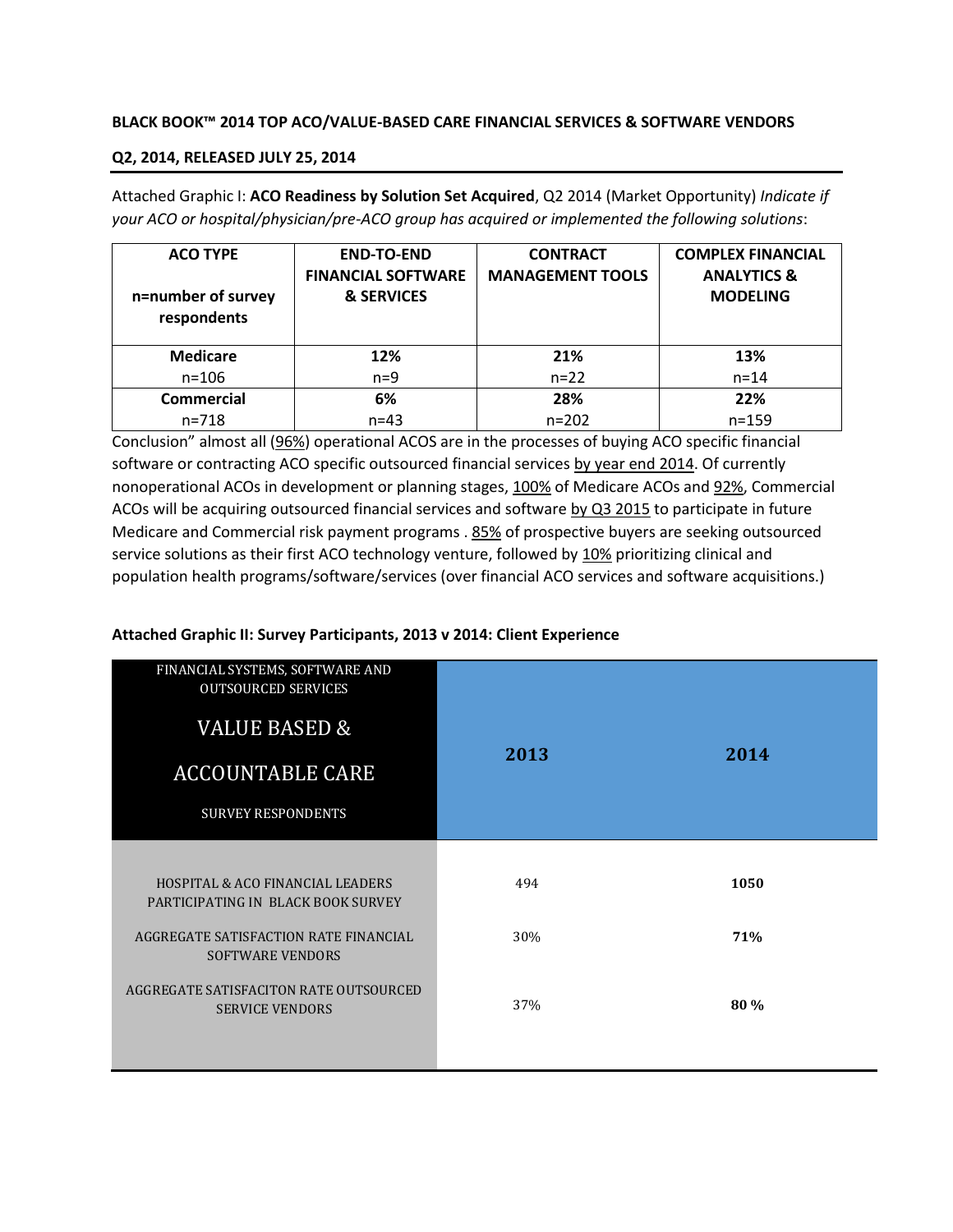**BLACK BOOK™ 2014 TOP ACO/VALUE-BASED CARE FINANCIAL SERVICES & SOFTWARE VENDORS**

**Q2, 2014, RELEASED JULY 25, 2014**

Attached Graphic I: **ACO Readiness by Solution Set Acquired**, Q2 2014 (Market Opportunity) *Indicate if your ACO or hospital/physician/pre-ACO group has acquired or implemented the following solutions*:

| ACO TYPE<br>n=number of survey respondents | END-TO-END FINANCIAL SOFTWARE & SERVICES | CONTRACT MANAGEMENT TOOLS | COMPLEX FINANCIAL ANALYTICS & MODELING |
|---|---|---|---|
| **Medicare**<br>n=106 | **12%**<br>n=9 | **21%**<br>n=22 | **13%**<br>n=14 |
| **Commercial**<br>n=718 | **6%**<br>n=43 | **28%**<br>n=202 | **22%**<br>n=159 |

Conclusion" almost all (96%) operational ACOS are in the processes of buying ACO specific financial software or contracting ACO specific outsourced financial services by year end 2014. Of currently nonoperational ACOs in development or planning stages, 100% of Medicare ACOs and 92%, Commercial ACOs will be acquiring outsourced financial services and software by Q3 2015 to participate in future Medicare and Commercial risk payment programs . 85% of prospective buyers are seeking outsourced service solutions as their first ACO technology venture, followed by 10% prioritizing clinical and population health programs/software/services (over financial ACO services and software acquisitions.)

**Attached Graphic II: Survey Participants, 2013 v 2014: Client Experience**

| FINANCIAL SYSTEMS, SOFTWARE AND OUTSOURCED SERVICES<br>VALUE BASED & ACCOUNTABLE CARE<br>SURVEY RESPONDENTS | 2013 | 2014 |
|---|---|---|
| HOSPITAL & ACO FINANCIAL LEADERS PARTICIPATING IN BLACK BOOK SURVEY | 494 | **1050** |
| AGGREGATE SATISFACTION RATE FINANCIAL SOFTWARE VENDORS | 30% | **71%** |
| AGGREGATE SATISFACITON RATE OUTSOURCED SERVICE VENDORS | 37% | **80 %** |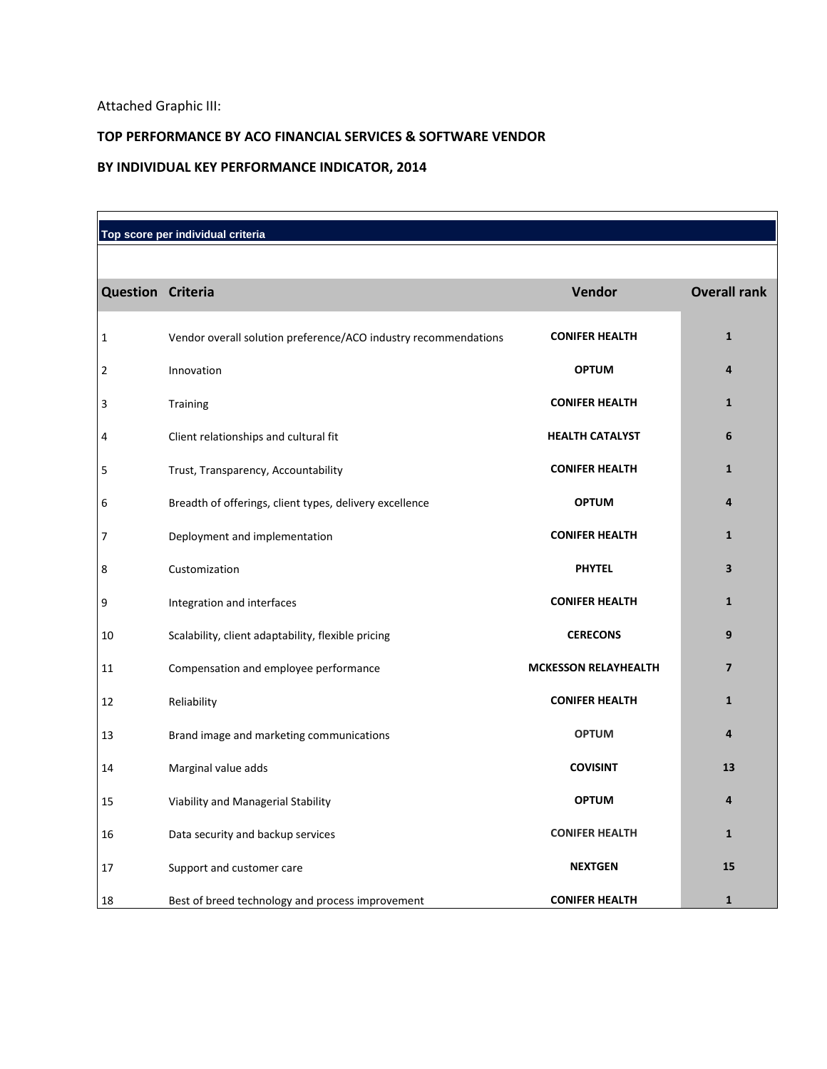Attached Graphic III:

**TOP PERFORMANCE BY ACO FINANCIAL SERVICES & SOFTWARE VENDOR**

**BY INDIVIDUAL KEY PERFORMANCE INDICATOR, 2014**

**Top score per individual criteria**

| Question | Criteria | Vendor | Overall rank |
|---|---|---|---|
| 1 | Vendor overall solution preference/ACO industry recommendations | **CONIFER HEALTH** | **1** |
| 2 | Innovation | **OPTUM** | **4** |
| 3 | Training | **CONIFER HEALTH** | **1** |
| 4 | Client relationships and cultural fit | **HEALTH CATALYST** | **6** |
| 5 | Trust, Transparency, Accountability | **CONIFER HEALTH** | **1** |
| 6 | Breadth of offerings, client types, delivery excellence | **OPTUM** | **4** |
| 7 | Deployment and implementation | **CONIFER HEALTH** | **1** |
| 8 | Customization | **PHYTEL** | **3** |
| 9 | Integration and interfaces | **CONIFER HEALTH** | **1** |
| 10 | Scalability, client adaptability, flexible pricing | **CERECONS** | **9** |
| 11 | Compensation and employee performance | **MCKESSON RELAYHEALTH** | **7** |
| 12 | Reliability | **CONIFER HEALTH** | **1** |
| 13 | Brand image and marketing communications | **OPTUM** | **4** |
| 14 | Marginal value adds | **COVISINT** | **13** |
| 15 | Viability and Managerial Stability | **OPTUM** | **4** |
| 16 | Data security and backup services | **CONIFER HEALTH** | **1** |
| 17 | Support and customer care | **NEXTGEN** | **15** |
| 18 | Best of breed technology and process improvement | **CONIFER HEALTH** | **1** |